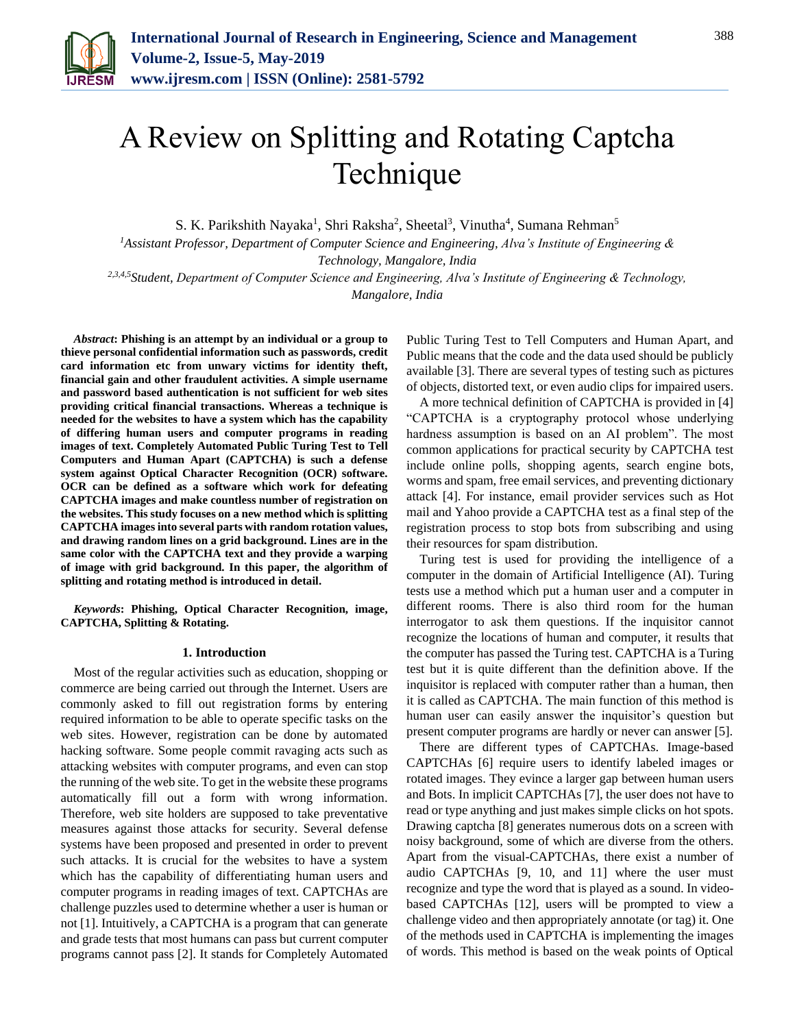# A Review on Splitting and Rotating Captcha Technique

S. K. Parikshith Nayaka[1], Shri Raksha[2], Sheetal[3], Vinutha[4], Sumana Rehman[5]

[1]*Assistant Professor, Department of Computer Science and Engineering, Alva's Institute of Engineering & Technology, Mangalore, India*

[2,3,4,5]*Student, Department of Computer Science and Engineering, Alva's Institute of Engineering & Technology, Mangalore, India*

***Abstract*: Phishing is an attempt by an individual or a group to thieve personal confidential information such as passwords, credit card information etc from unwary victims for identity theft, financial gain and other fraudulent activities. A simple username and password based authentication is not sufficient for web sites providing critical financial transactions. Whereas a technique is needed for the websites to have a system which has the capability of differing human users and computer programs in reading images of text. Completely Automated Public Turing Test to Tell Computers and Human Apart (CAPTCHA) is such a defense system against Optical Character Recognition (OCR) software. OCR can be defined as a software which work for defeating CAPTCHA images and make countless number of registration on the websites. This study focuses on a new method which is splitting CAPTCHA images into several parts with random rotation values, and drawing random lines on a grid background. Lines are in the same color with the CAPTCHA text and they provide a warping of image with grid background. In this paper, the algorithm of splitting and rotating method is introduced in detail.**

***Keywords*: Phishing, Optical Character Recognition, image, CAPTCHA, Splitting & Rotating.**

## 1. Introduction

Most of the regular activities such as education, shopping or commerce are being carried out through the Internet. Users are commonly asked to fill out registration forms by entering required information to be able to operate specific tasks on the web sites. However, registration can be done by automated hacking software. Some people commit ravaging acts such as attacking websites with computer programs, and even can stop the running of the web site. To get in the website these programs automatically fill out a form with wrong information. Therefore, web site holders are supposed to take preventative measures against those attacks for security. Several defense systems have been proposed and presented in order to prevent such attacks. It is crucial for the websites to have a system which has the capability of differentiating human users and computer programs in reading images of text. CAPTCHAs are challenge puzzles used to determine whether a user is human or not [1]. Intuitively, a CAPTCHA is a program that can generate and grade tests that most humans can pass but current computer programs cannot pass [2]. It stands for Completely Automated Public Turing Test to Tell Computers and Human Apart, and Public means that the code and the data used should be publicly available [3]. There are several types of testing such as pictures of objects, distorted text, or even audio clips for impaired users.

A more technical definition of CAPTCHA is provided in [4] "CAPTCHA is a cryptography protocol whose underlying hardness assumption is based on an AI problem". The most common applications for practical security by CAPTCHA test include online polls, shopping agents, search engine bots, worms and spam, free email services, and preventing dictionary attack [4]. For instance, email provider services such as Hot mail and Yahoo provide a CAPTCHA test as a final step of the registration process to stop bots from subscribing and using their resources for spam distribution.

Turing test is used for providing the intelligence of a computer in the domain of Artificial Intelligence (AI). Turing tests use a method which put a human user and a computer in different rooms. There is also third room for the human interrogator to ask them questions. If the inquisitor cannot recognize the locations of human and computer, it results that the computer has passed the Turing test. CAPTCHA is a Turing test but it is quite different than the definition above. If the inquisitor is replaced with computer rather than a human, then it is called as CAPTCHA. The main function of this method is human user can easily answer the inquisitor's question but present computer programs are hardly or never can answer [5].

There are different types of CAPTCHAs. Image-based CAPTCHAs [6] require users to identify labeled images or rotated images. They evince a larger gap between human users and Bots. In implicit CAPTCHAs [7], the user does not have to read or type anything and just makes simple clicks on hot spots. Drawing captcha [8] generates numerous dots on a screen with noisy background, some of which are diverse from the others. Apart from the visual-CAPTCHAs, there exist a number of audio CAPTCHAs [9, 10, and 11] where the user must recognize and type the word that is played as a sound. In video-based CAPTCHAs [12], users will be prompted to view a challenge video and then appropriately annotate (or tag) it. One of the methods used in CAPTCHA is implementing the images of words. This method is based on the weak points of Optical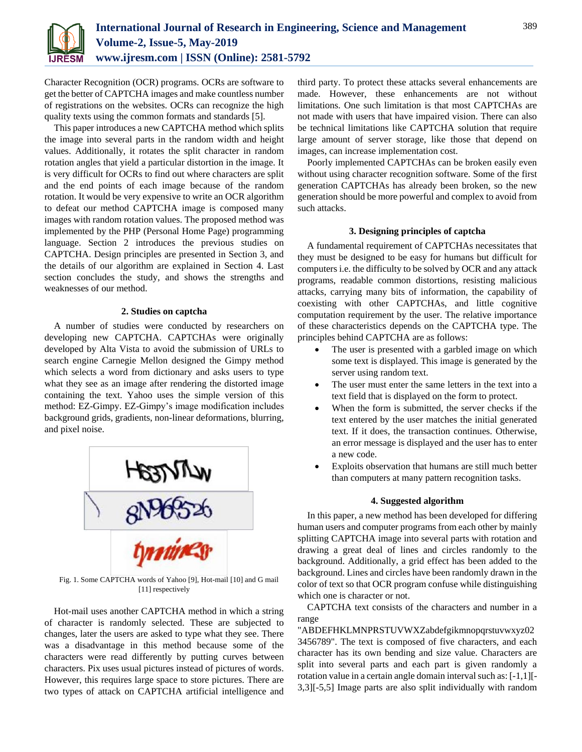Character Recognition (OCR) programs. OCRs are software to get the better of CAPTCHA images and make countless number of registrations on the websites. OCRs can recognize the high quality texts using the common formats and standards [5].

This paper introduces a new CAPTCHA method which splits the image into several parts in the random width and height values. Additionally, it rotates the split character in random rotation angles that yield a particular distortion in the image. It is very difficult for OCRs to find out where characters are split and the end points of each image because of the random rotation. It would be very expensive to write an OCR algorithm to defeat our method CAPTCHA image is composed many images with random rotation values. The proposed method was implemented by the PHP (Personal Home Page) programming language. Section 2 introduces the previous studies on CAPTCHA. Design principles are presented in Section 3, and the details of our algorithm are explained in Section 4. Last section concludes the study, and shows the strengths and weaknesses of our method.

## 2. Studies on captcha

A number of studies were conducted by researchers on developing new CAPTCHA. CAPTCHAs were originally developed by Alta Vista to avoid the submission of URLs to search engine Carnegie Mellon designed the Gimpy method which selects a word from dictionary and asks users to type what they see as an image after rendering the distorted image containing the text. Yahoo uses the simple version of this method: EZ-Gimpy. EZ-Gimpy's image modification includes background grids, gradients, non-linear deformations, blurring, and pixel noise.

Fig. 1. Some CAPTCHA words of Yahoo [9], Hot-mail [10] and G mail [11] respectively

Hot-mail uses another CAPTCHA method in which a string of character is randomly selected. These are subjected to changes, later the users are asked to type what they see. There was a disadvantage in this method because some of the characters were read differently by putting curves between characters. Pix uses usual pictures instead of pictures of words. However, this requires large space to store pictures. There are two types of attack on CAPTCHA artificial intelligence and third party. To protect these attacks several enhancements are made. However, these enhancements are not without limitations. One such limitation is that most CAPTCHAs are not made with users that have impaired vision. There can also be technical limitations like CAPTCHA solution that require large amount of server storage, like those that depend on images, can increase implementation cost.

Poorly implemented CAPTCHAs can be broken easily even without using character recognition software. Some of the first generation CAPTCHAs has already been broken, so the new generation should be more powerful and complex to avoid from such attacks.

## 3. Designing principles of captcha

A fundamental requirement of CAPTCHAs necessitates that they must be designed to be easy for humans but difficult for computers i.e. the difficulty to be solved by OCR and any attack programs, readable common distortions, resisting malicious attacks, carrying many bits of information, the capability of coexisting with other CAPTCHAs, and little cognitive computation requirement by the user. The relative importance of these characteristics depends on the CAPTCHA type. The principles behind CAPTCHA are as follows:

- The user is presented with a garbled image on which some text is displayed. This image is generated by the server using random text.
- The user must enter the same letters in the text into a text field that is displayed on the form to protect.
- When the form is submitted, the server checks if the text entered by the user matches the initial generated text. If it does, the transaction continues. Otherwise, an error message is displayed and the user has to enter a new code.
- Exploits observation that humans are still much better than computers at many pattern recognition tasks.

## 4. Suggested algorithm

In this paper, a new method has been developed for differing human users and computer programs from each other by mainly splitting CAPTCHA image into several parts with rotation and drawing a great deal of lines and circles randomly to the background. Additionally, a grid effect has been added to the background. Lines and circles have been randomly drawn in the color of text so that OCR program confuse while distinguishing which one is character or not.

CAPTCHA text consists of the characters and number in a range "ABDEFHKLMNPRSTUVWXZabdefgikmnopqrstuvwxyz023456789". The text is composed of five characters, and each character has its own bending and size value. Characters are split into several parts and each part is given randomly a rotation value in a certain angle domain interval such as: [-1,1][-3,3][-5,5] Image parts are also split individually with random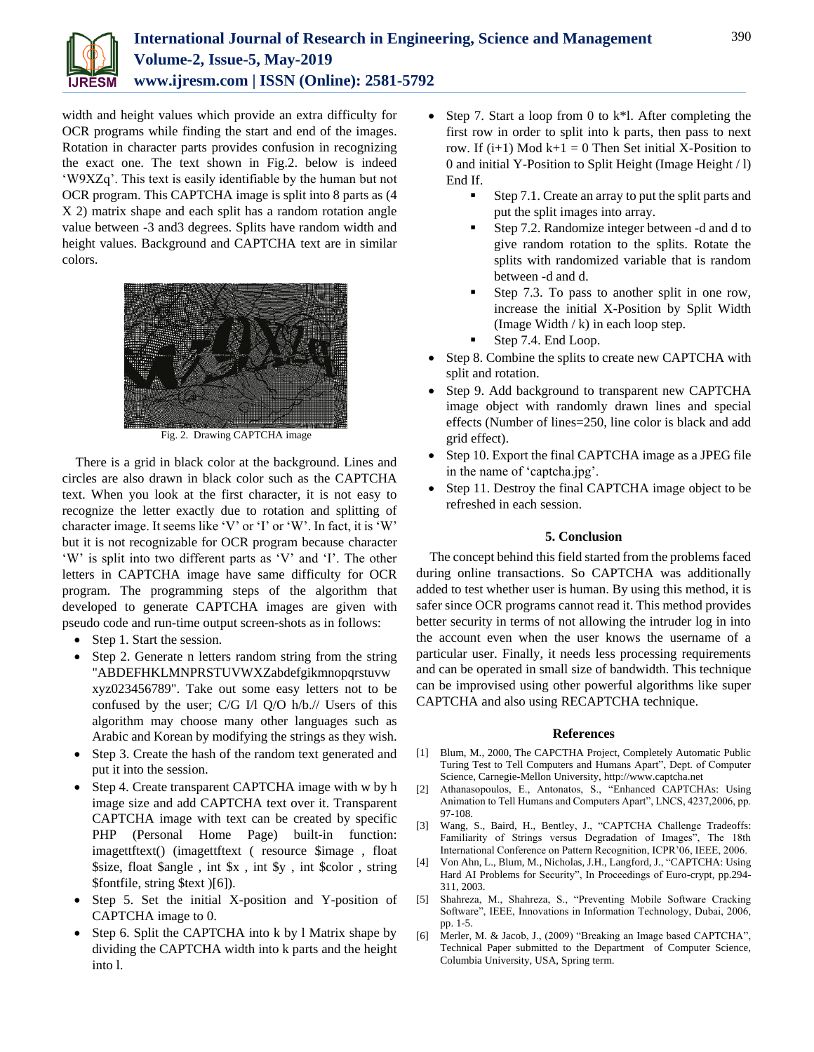width and height values which provide an extra difficulty for OCR programs while finding the start and end of the images. Rotation in character parts provides confusion in recognizing the exact one. The text shown in Fig.2. below is indeed 'W9XZq'. This text is easily identifiable by the human but not OCR program. This CAPTCHA image is split into 8 parts as (4 X 2) matrix shape and each split has a random rotation angle value between -3 and3 degrees. Splits have random width and height values. Background and CAPTCHA text are in similar colors.

Fig. 2. Drawing CAPTCHA image

There is a grid in black color at the background. Lines and circles are also drawn in black color such as the CAPTCHA text. When you look at the first character, it is not easy to recognize the letter exactly due to rotation and splitting of character image. It seems like 'V' or 'I' or 'W'. In fact, it is 'W' but it is not recognizable for OCR program because character 'W' is split into two different parts as 'V' and 'I'. The other letters in CAPTCHA image have same difficulty for OCR program. The programming steps of the algorithm that developed to generate CAPTCHA images are given with pseudo code and run-time output screen-shots as in follows:

- Step 1. Start the session.
- Step 2. Generate n letters random string from the string "ABDEFHKLMNPRSTUVWXZabdefgikmnopqrstuvw xyz023456789". Take out some easy letters not to be confused by the user; C/G I/l Q/O h/b.// Users of this algorithm may choose many other languages such as Arabic and Korean by modifying the strings as they wish.
- Step 3. Create the hash of the random text generated and put it into the session.
- Step 4. Create transparent CAPTCHA image with w by h image size and add CAPTCHA text over it. Transparent CAPTCHA image with text can be created by specific PHP (Personal Home Page) built-in function: imagettftext() (imagettftext ( resource $image , float $size, float $angle , int $x , int $y , int $color , string $fontfile, string $text )[6]).
- Step 5. Set the initial X-position and Y-position of CAPTCHA image to 0.
- Step 6. Split the CAPTCHA into k by l Matrix shape by dividing the CAPTCHA width into k parts and the height into l.
- Step 7. Start a loop from 0 to k*l. After completing the first row in order to split into k parts, then pass to next row. If (i+1) Mod k+1 = 0 Then Set initial X-Position to 0 and initial Y-Position to Split Height (Image Height / l) End If.
  - Step 7.1. Create an array to put the split parts and put the split images into array.
  - Step 7.2. Randomize integer between -d and d to give random rotation to the splits. Rotate the splits with randomized variable that is random between -d and d.
  - Step 7.3. To pass to another split in one row, increase the initial X-Position by Split Width (Image Width / k) in each loop step.
  - Step 7.4. End Loop.
- Step 8. Combine the splits to create new CAPTCHA with split and rotation.
- Step 9. Add background to transparent new CAPTCHA image object with randomly drawn lines and special effects (Number of lines=250, line color is black and add grid effect).
- Step 10. Export the final CAPTCHA image as a JPEG file in the name of 'captcha.jpg'.
- Step 11. Destroy the final CAPTCHA image object to be refreshed in each session.

## 5. Conclusion

The concept behind this field started from the problems faced during online transactions. So CAPTCHA was additionally added to test whether user is human. By using this method, it is safer since OCR programs cannot read it. This method provides better security in terms of not allowing the intruder log in into the account even when the user knows the username of a particular user. Finally, it needs less processing requirements and can be operated in small size of bandwidth. This technique can be improvised using other powerful algorithms like super CAPTCHA and also using RECAPTCHA technique.

## References

[1] Blum, M., 2000, The CAPCTHA Project, Completely Automatic Public Turing Test to Tell Computers and Humans Apart", Dept. of Computer Science, Carnegie-Mellon University, http://www.captcha.net

[2] Athanasopoulos, E., Antonatos, S., "Enhanced CAPTCHAs: Using Animation to Tell Humans and Computers Apart", LNCS, 4237,2006, pp. 97-108.

[3] Wang, S., Baird, H., Bentley, J., "CAPTCHA Challenge Tradeoffs: Familiarity of Strings versus Degradation of Images", The 18th International Conference on Pattern Recognition, ICPR'06, IEEE, 2006.

[4] Von Ahn, L., Blum, M., Nicholas, J.H., Langford, J., "CAPTCHA: Using Hard AI Problems for Security", In Proceedings of Euro-crypt, pp.294-311, 2003.

[5] Shahreza, M., Shahreza, S., "Preventing Mobile Software Cracking Software", IEEE, Innovations in Information Technology, Dubai, 2006, pp. 1-5.

[6] Merler, M. & Jacob, J., (2009) "Breaking an Image based CAPTCHA", Technical Paper submitted to the Department of Computer Science, Columbia University, USA, Spring term.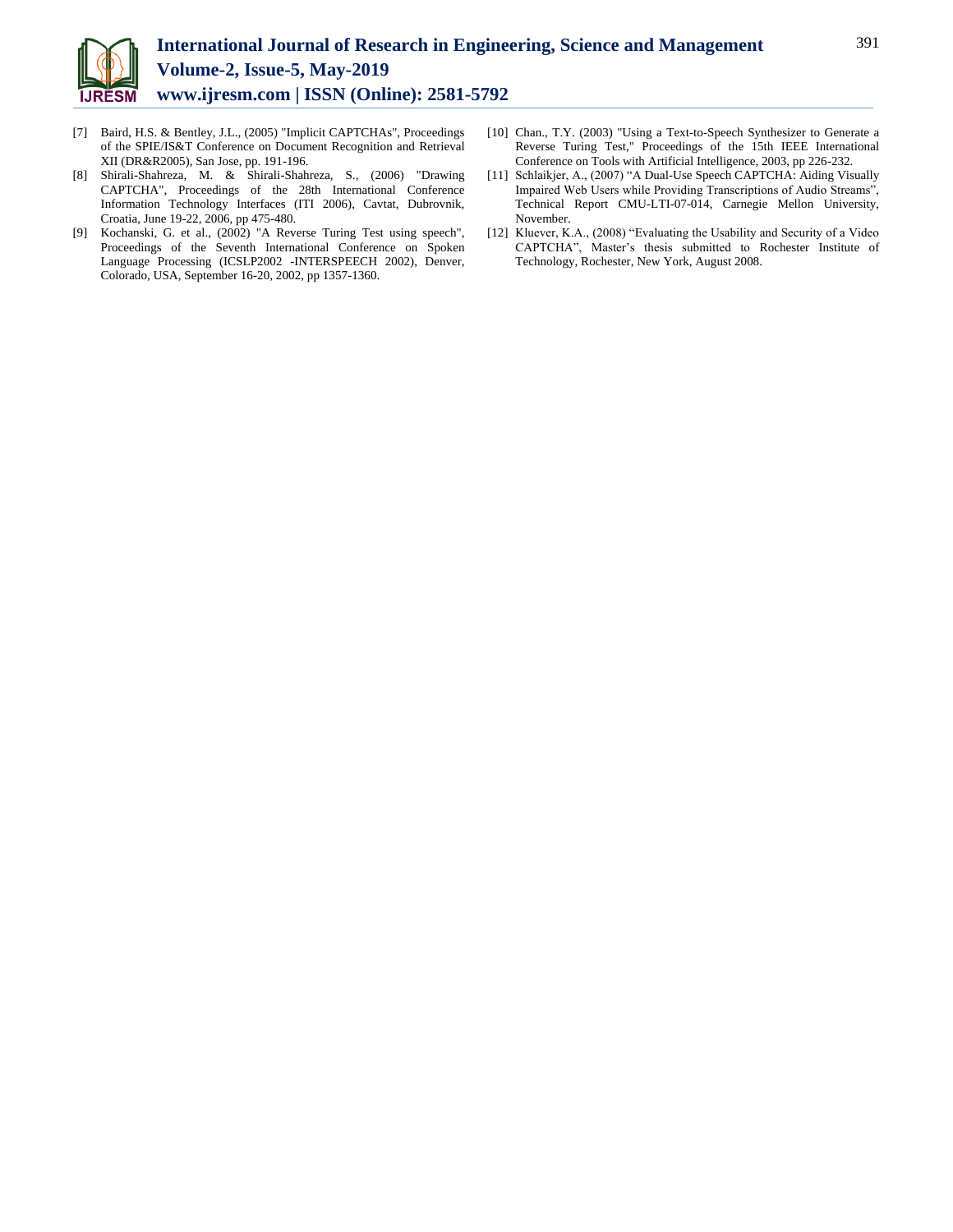[7] Baird, H.S. & Bentley, J.L., (2005) "Implicit CAPTCHAs", Proceedings of the SPIE/IS&T Conference on Document Recognition and Retrieval XII (DR&R2005), San Jose, pp. 191-196.

[8] Shirali-Shahreza, M. & Shirali-Shahreza, S., (2006) "Drawing CAPTCHA", Proceedings of the 28th International Conference Information Technology Interfaces (ITI 2006), Cavtat, Dubrovnik, Croatia, June 19-22, 2006, pp 475-480.

[9] Kochanski, G. et al., (2002) "A Reverse Turing Test using speech", Proceedings of the Seventh International Conference on Spoken Language Processing (ICSLP2002 -INTERSPEECH 2002), Denver, Colorado, USA, September 16-20, 2002, pp 1357-1360.

[10] Chan., T.Y. (2003) "Using a Text-to-Speech Synthesizer to Generate a Reverse Turing Test," Proceedings of the 15th IEEE International Conference on Tools with Artificial Intelligence, 2003, pp 226-232.

[11] Schlaikjer, A., (2007) "A Dual-Use Speech CAPTCHA: Aiding Visually Impaired Web Users while Providing Transcriptions of Audio Streams", Technical Report CMU-LTI-07-014, Carnegie Mellon University, November.

[12] Kluever, K.A., (2008) "Evaluating the Usability and Security of a Video CAPTCHA", Master's thesis submitted to Rochester Institute of Technology, Rochester, New York, August 2008.